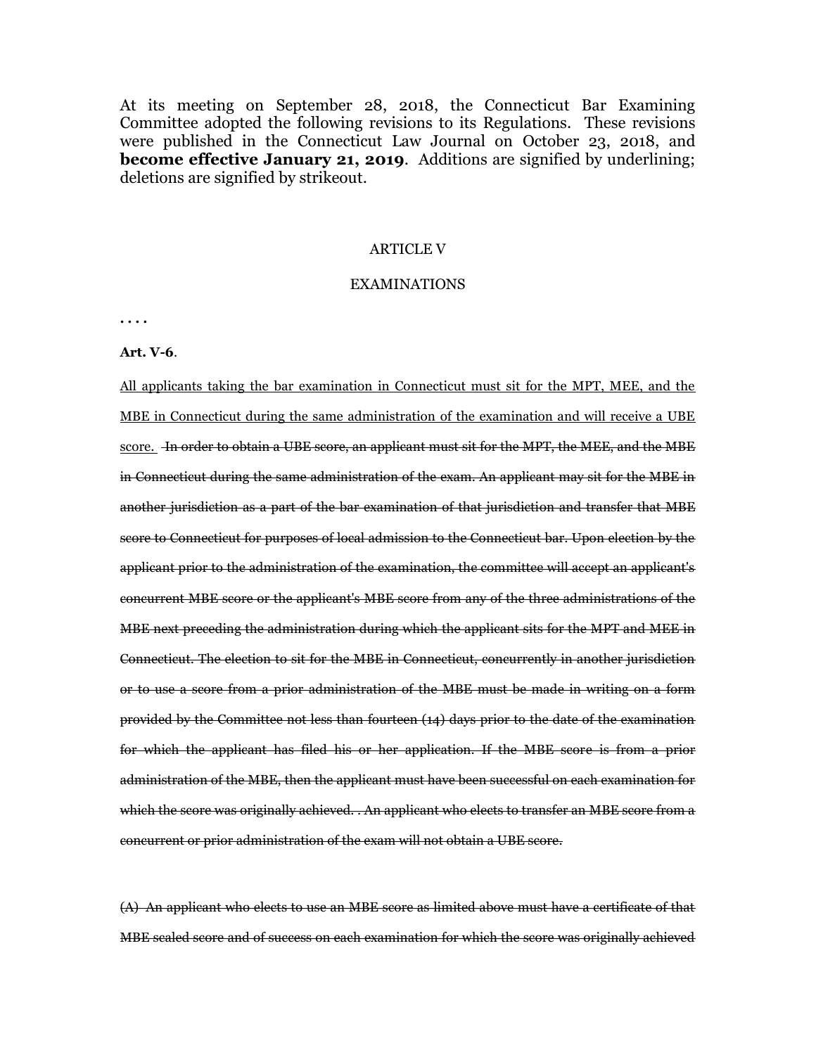At its meeting on September 28, 2018, the Connecticut Bar Examining Committee adopted the following revisions to its Regulations. These revisions were published in the Connecticut Law Journal on October 23, 2018, and **become effective January 21, 2019**. Additions are signified by underlining; deletions are signified by strikeout.

ARTICLE V

EXAMINATIONS

. . . .

**Art. V-6**.

<u>All applicants taking the bar examination in Connecticut must sit for the MPT, MEE, and the MBE in Connecticut during the same administration of the examination and will receive a UBE score.</u> ~~In order to obtain a UBE score, an applicant must sit for the MPT, the MEE, and the MBE in Connecticut during the same administration of the exam. An applicant may sit for the MBE in another jurisdiction as a part of the bar examination of that jurisdiction and transfer that MBE score to Connecticut for purposes of local admission to the Connecticut bar. Upon election by the applicant prior to the administration of the examination, the committee will accept an applicant's concurrent MBE score or the applicant's MBE score from any of the three administrations of the MBE next preceding the administration during which the applicant sits for the MPT and MEE in Connecticut. The election to sit for the MBE in Connecticut, concurrently in another jurisdiction or to use a score from a prior administration of the MBE must be made in writing on a form provided by the Committee not less than fourteen (14) days prior to the date of the examination for which the applicant has filed his or her application. If the MBE score is from a prior administration of the MBE, then the applicant must have been successful on each examination for which the score was originally achieved. . An applicant who elects to transfer an MBE score from a concurrent or prior administration of the exam will not obtain a UBE score.~~

~~(A) An applicant who elects to use an MBE score as limited above must have a certificate of that MBE scaled score and of success on each examination for which the score was originally achieved~~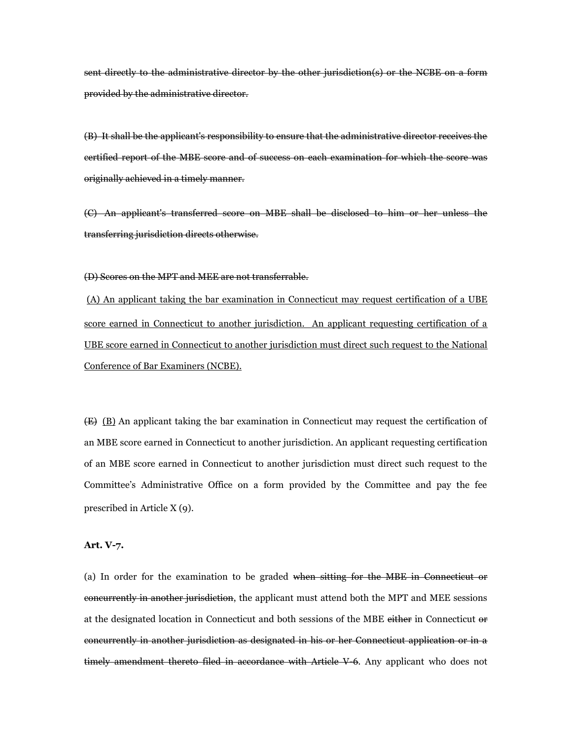~~sent directly to the administrative director by the other jurisdiction(s) or the NCBE on a form provided by the administrative director.~~

~~(B) It shall be the applicant's responsibility to ensure that the administrative director receives the certified report of the MBE score and of success on each examination for which the score was originally achieved in a timely manner.~~

~~(C) An applicant's transferred score on MBE shall be disclosed to him or her unless the transferring jurisdiction directs otherwise.~~

~~(D) Scores on the MPT and MEE are not transferrable.~~

<u>(A) An applicant taking the bar examination in Connecticut may request certification of a UBE score earned in Connecticut to another jurisdiction. An applicant requesting certification of a UBE score earned in Connecticut to another jurisdiction must direct such request to the National Conference of Bar Examiners (NCBE).</u>

~~(E)~~ <u>(B)</u> An applicant taking the bar examination in Connecticut may request the certification of an MBE score earned in Connecticut to another jurisdiction. An applicant requesting certification of an MBE score earned in Connecticut to another jurisdiction must direct such request to the Committee's Administrative Office on a form provided by the Committee and pay the fee prescribed in Article X (9).

**Art. V-7.**

(a) In order for the examination to be graded ~~when sitting for the MBE in Connecticut or concurrently in another jurisdiction~~, the applicant must attend both the MPT and MEE sessions at the designated location in Connecticut and both sessions of the MBE ~~either~~ in Connecticut ~~or concurrently in another jurisdiction as designated in his or her Connecticut application or in a timely amendment thereto filed in accordance with Article V-6~~. Any applicant who does not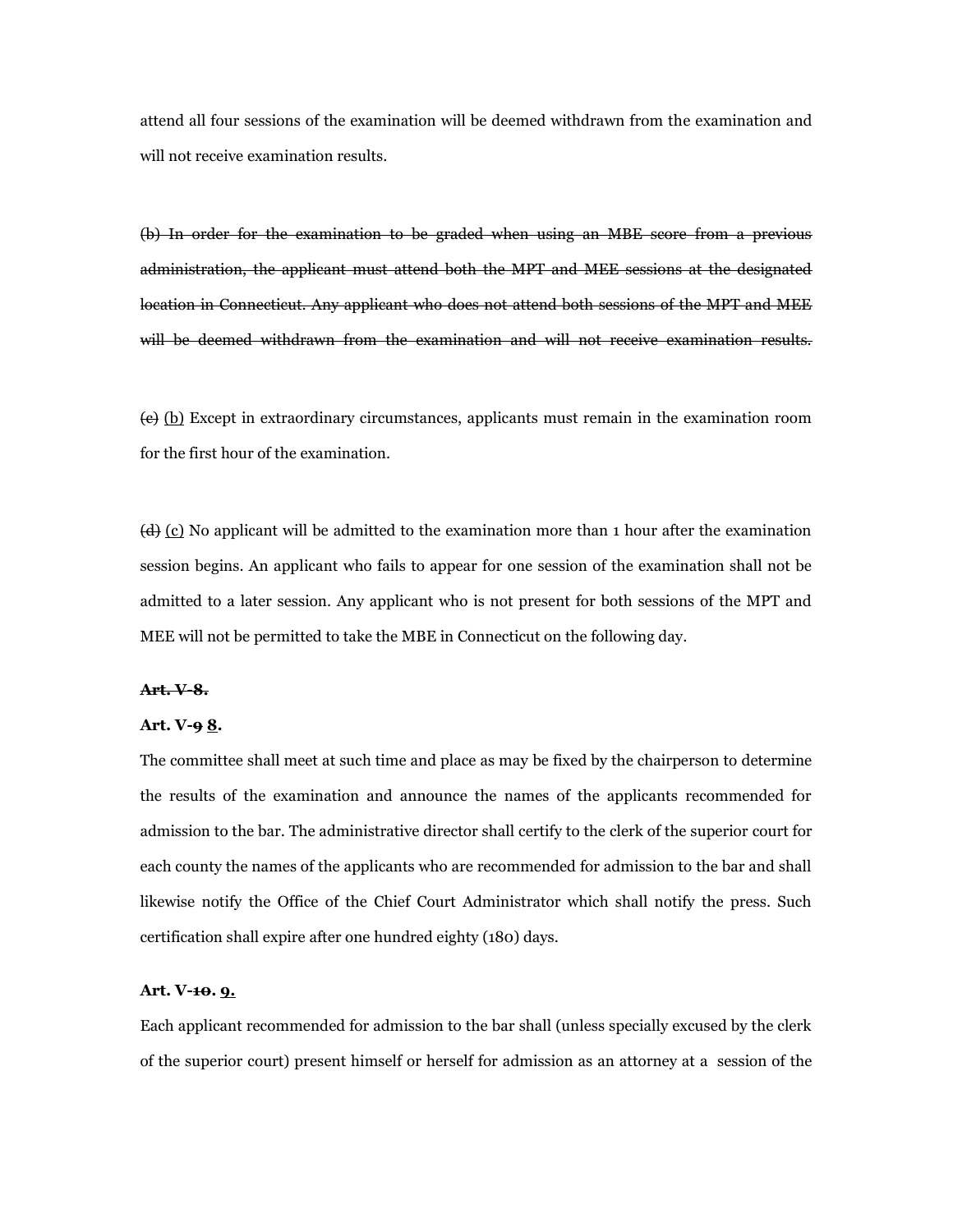attend all four sessions of the examination will be deemed withdrawn from the examination and will not receive examination results.

~~(b) In order for the examination to be graded when using an MBE score from a previous administration, the applicant must attend both the MPT and MEE sessions at the designated location in Connecticut. Any applicant who does not attend both sessions of the MPT and MEE will be deemed withdrawn from the examination and will not receive examination results.~~

~~(c)~~ <u>(b)</u> Except in extraordinary circumstances, applicants must remain in the examination room for the first hour of the examination.

~~(d)~~ <u>(c)</u> No applicant will be admitted to the examination more than 1 hour after the examination session begins. An applicant who fails to appear for one session of the examination shall not be admitted to a later session. Any applicant who is not present for both sessions of the MPT and MEE will not be permitted to take the MBE in Connecticut on the following day.

~~**Art. V-8.**~~

**Art. V-~~9~~ <u>8</u>.**

The committee shall meet at such time and place as may be fixed by the chairperson to determine the results of the examination and announce the names of the applicants recommended for admission to the bar. The administrative director shall certify to the clerk of the superior court for each county the names of the applicants who are recommended for admission to the bar and shall likewise notify the Office of the Chief Court Administrator which shall notify the press. Such certification shall expire after one hundred eighty (180) days.

**Art. V-~~10~~. <u>9.</u>**

Each applicant recommended for admission to the bar shall (unless specially excused by the clerk of the superior court) present himself or herself for admission as an attorney at a session of the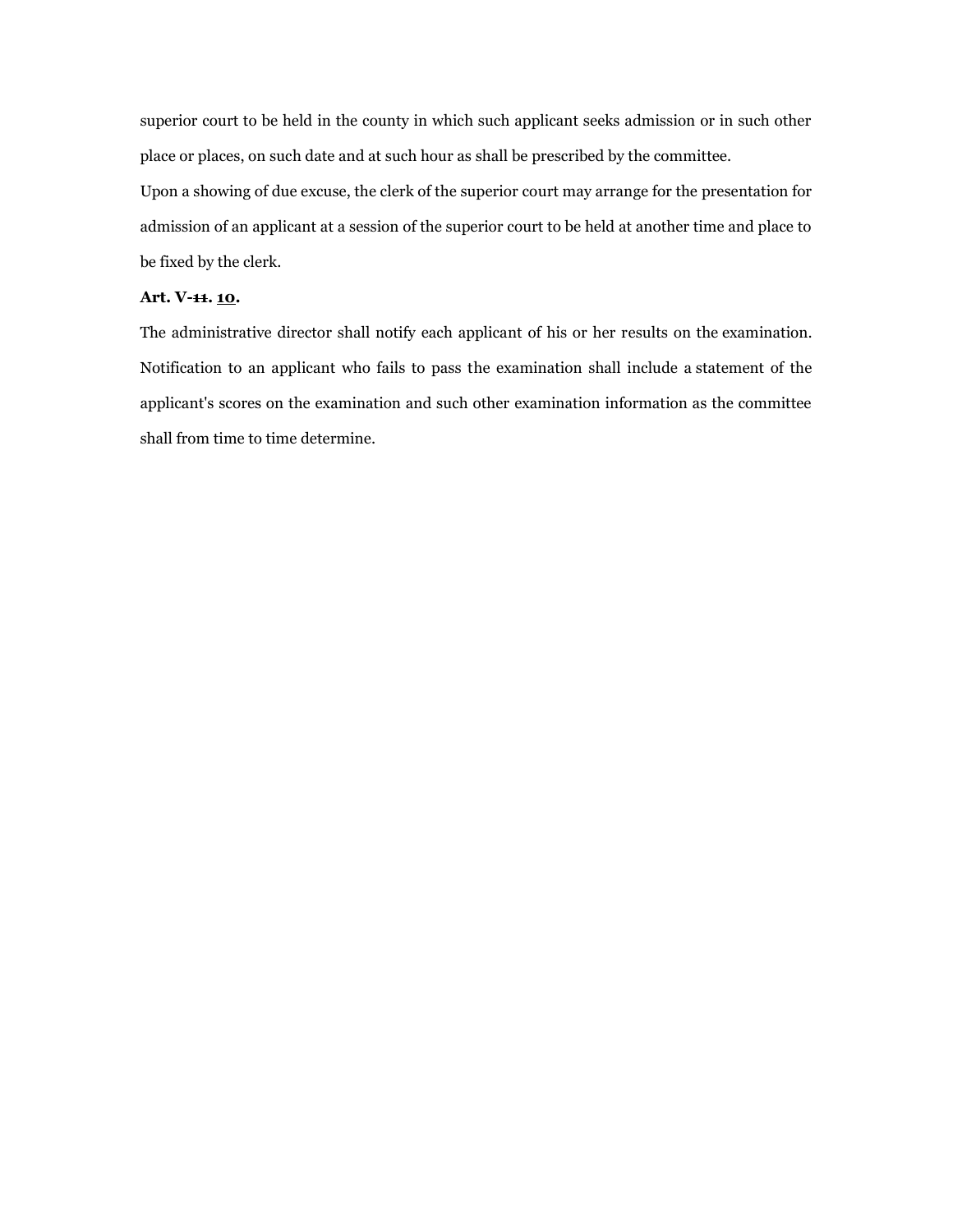superior court to be held in the county in which such applicant seeks admission or in such other place or places, on such date and at such hour as shall be prescribed by the committee.

Upon a showing of due excuse, the clerk of the superior court may arrange for the presentation for admission of an applicant at a session of the superior court to be held at another time and place to be fixed by the clerk.

**Art. V-~~11~~. <u>10</u>.**

The administrative director shall notify each applicant of his or her results on the examination. Notification to an applicant who fails to pass the examination shall include a statement of the applicant's scores on the examination and such other examination information as the committee shall from time to time determine.